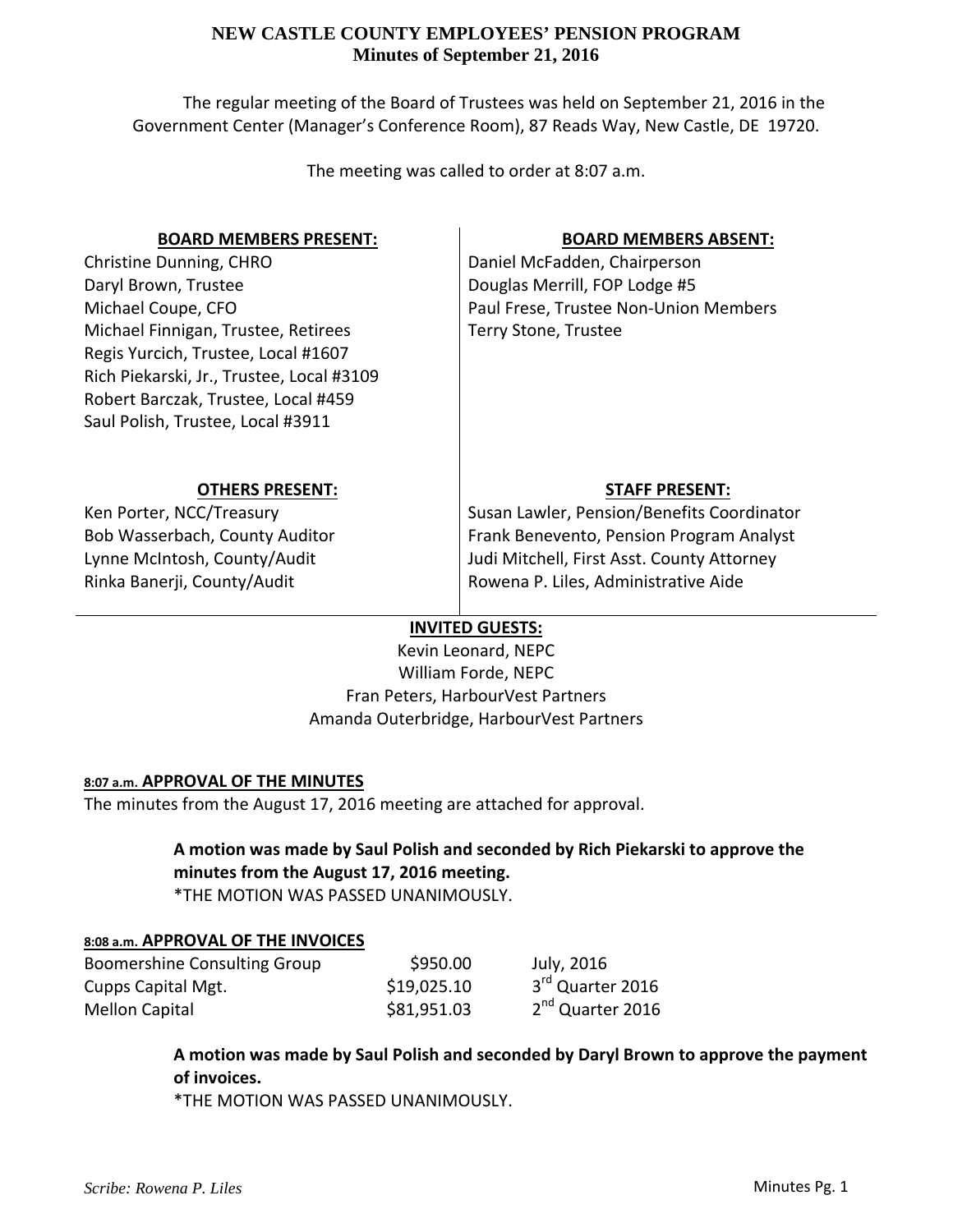# NEW CASTLE COUNTY EMPLOYEES' PENSION PROGRAM

## Minutes of September 21, 2016

The regular meeting of the Board of Trustees was held on September 21, 2016 in the Government Center (Manager's Conference Room), 87 Reads Way, New Castle, DE 19720.

The meeting was called to order at 8:07 a.m.

| BOARD MEMBERS PRESENT: | BOARD MEMBERS ABSENT: |
|---|---|
| Christine Dunning, CHRO | Daniel McFadden, Chairperson |
| Daryl Brown, Trustee | Douglas Merrill, FOP Lodge #5 |
| Michael Coupe, CFO | Paul Frese, Trustee Non-Union Members |
| Michael Finnigan, Trustee, Retirees | Terry Stone, Trustee |
| Regis Yurcich, Trustee, Local #1607 | |
| Rich Piekarski, Jr., Trustee, Local #3109 | |
| Robert Barczak, Trustee, Local #459 | |
| Saul Polish, Trustee, Local #3911 | |

| OTHERS PRESENT: | STAFF PRESENT: |
|---|---|
| Ken Porter, NCC/Treasury | Susan Lawler, Pension/Benefits Coordinator |
| Bob Wasserbach, County Auditor | Frank Benevento, Pension Program Analyst |
| Lynne McIntosh, County/Audit | Judi Mitchell, First Asst. County Attorney |
| Rinka Banerji, County/Audit | Rowena P. Liles, Administrative Aide |

**INVITED GUESTS:**

Kevin Leonard, NEPC
William Forde, NEPC
Fran Peters, HarbourVest Partners
Amanda Outerbridge, HarbourVest Partners

### 8:07 a.m. APPROVAL OF THE MINUTES

The minutes from the August 17, 2016 meeting are attached for approval.

> **A motion was made by Saul Polish and seconded by Rich Piekarski to approve the minutes from the August 17, 2016 meeting.**
> *THE MOTION WAS PASSED UNANIMOUSLY.

### 8:08 a.m. APPROVAL OF THE INVOICES

| | | |
|---|---|---|
| Boomershine Consulting Group | $950.00 | July, 2016 |
| Cupps Capital Mgt. | $19,025.10 | 3rd Quarter 2016 |
| Mellon Capital | $81,951.03 | 2nd Quarter 2016 |

> **A motion was made by Saul Polish and seconded by Daryl Brown to approve the payment of invoices.**
> *THE MOTION WAS PASSED UNANIMOUSLY.

*Scribe: Rowena P. Liles*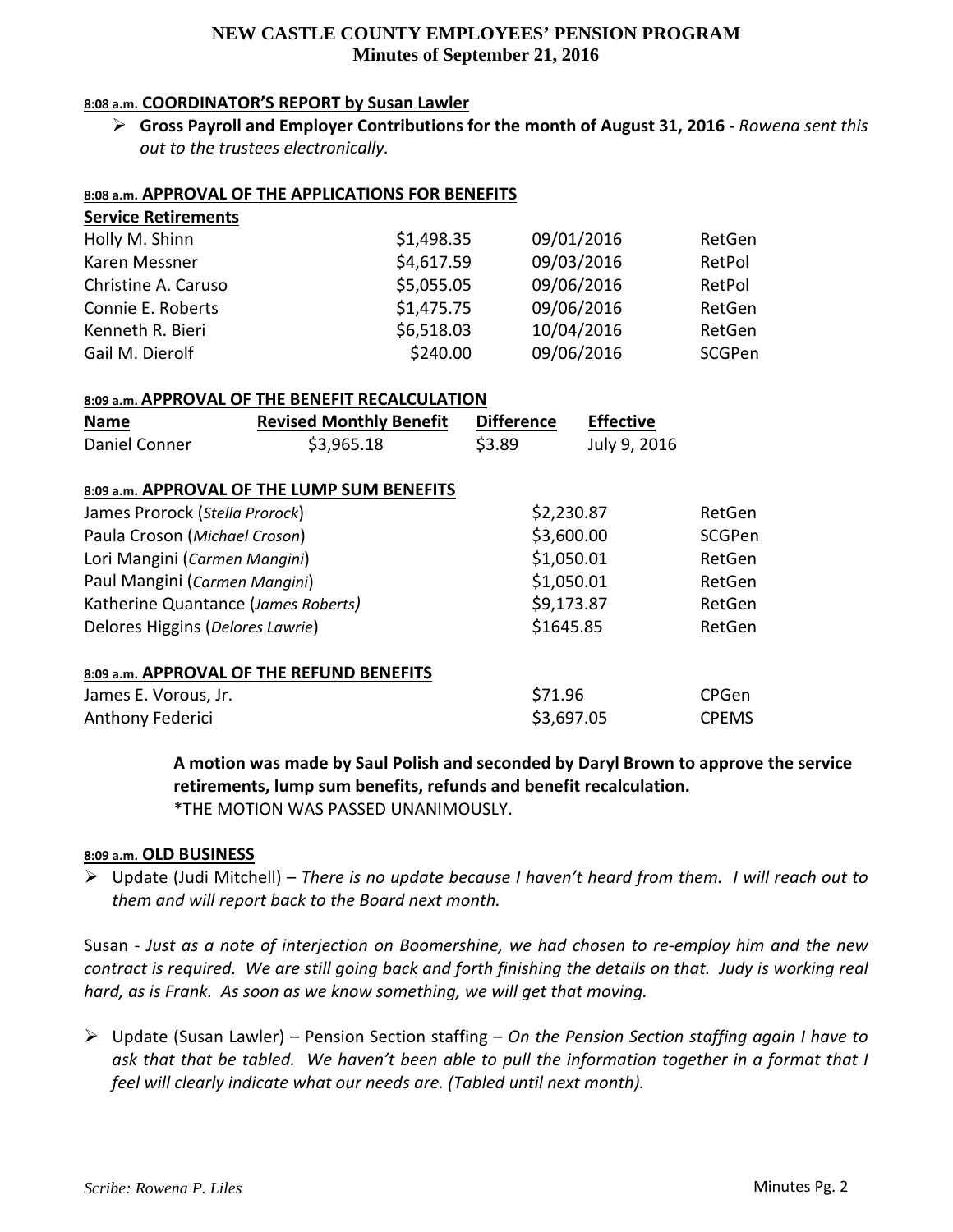**NEW CASTLE COUNTY EMPLOYEES' PENSION PROGRAM**
**Minutes of September 21, 2016**

**8:08 a.m. COORDINATOR'S REPORT by Susan Lawler**

- **Gross Payroll and Employer Contributions for the month of August 31, 2016 -** *Rowena sent this out to the trustees electronically.*

**8:08 a.m. APPROVAL OF THE APPLICATIONS FOR BENEFITS**

**Service Retirements**

| | | | |
|---|---|---|---|
| Holly M. Shinn | $1,498.35 | 09/01/2016 | RetGen |
| Karen Messner | $4,617.59 | 09/03/2016 | RetPol |
| Christine A. Caruso | $5,055.05 | 09/06/2016 | RetPol |
| Connie E. Roberts | $1,475.75 | 09/06/2016 | RetGen |
| Kenneth R. Bieri | $6,518.03 | 10/04/2016 | RetGen |
| Gail M. Dierolf | $240.00 | 09/06/2016 | SCGPen |

**8:09 a.m. APPROVAL OF THE BENEFIT RECALCULATION**

| Name | Revised Monthly Benefit | Difference | Effective |
|---|---|---|---|
| Daniel Conner | $3,965.18 | $3.89 | July 9, 2016 |

**8:09 a.m. APPROVAL OF THE LUMP SUM BENEFITS**

| | | |
|---|---|---|
| James Prorock (*Stella Prorock*) | $2,230.87 | RetGen |
| Paula Croson (*Michael Croson*) | $3,600.00 | SCGPen |
| Lori Mangini (*Carmen Mangini*) | $1,050.01 | RetGen |
| Paul Mangini (*Carmen Mangini*) | $1,050.01 | RetGen |
| Katherine Quantance (*James Roberts)* | $9,173.87 | RetGen |
| Delores Higgins (*Delores Lawrie*) | $1645.85 | RetGen |

**8:09 a.m. APPROVAL OF THE REFUND BENEFITS**

| | | |
|---|---|---|
| James E. Vorous, Jr. | $71.96 | CPGen |
| Anthony Federici | $3,697.05 | CPEMS |

**A motion was made by Saul Polish and seconded by Daryl Brown to approve the service retirements, lump sum benefits, refunds and benefit recalculation.**
*THE MOTION WAS PASSED UNANIMOUSLY.

**8:09 a.m. OLD BUSINESS**

- Update (Judi Mitchell) – *There is no update because I haven't heard from them. I will reach out to them and will report back to the Board next month.*

Susan - *Just as a note of interjection on Boomershine, we had chosen to re-employ him and the new contract is required. We are still going back and forth finishing the details on that. Judy is working real hard, as is Frank. As soon as we know something, we will get that moving.*

- Update (Susan Lawler) – Pension Section staffing – *On the Pension Section staffing again I have to ask that that be tabled. We haven't been able to pull the information together in a format that I feel will clearly indicate what our needs are. (Tabled until next month).*

*Scribe: Rowena P. Liles*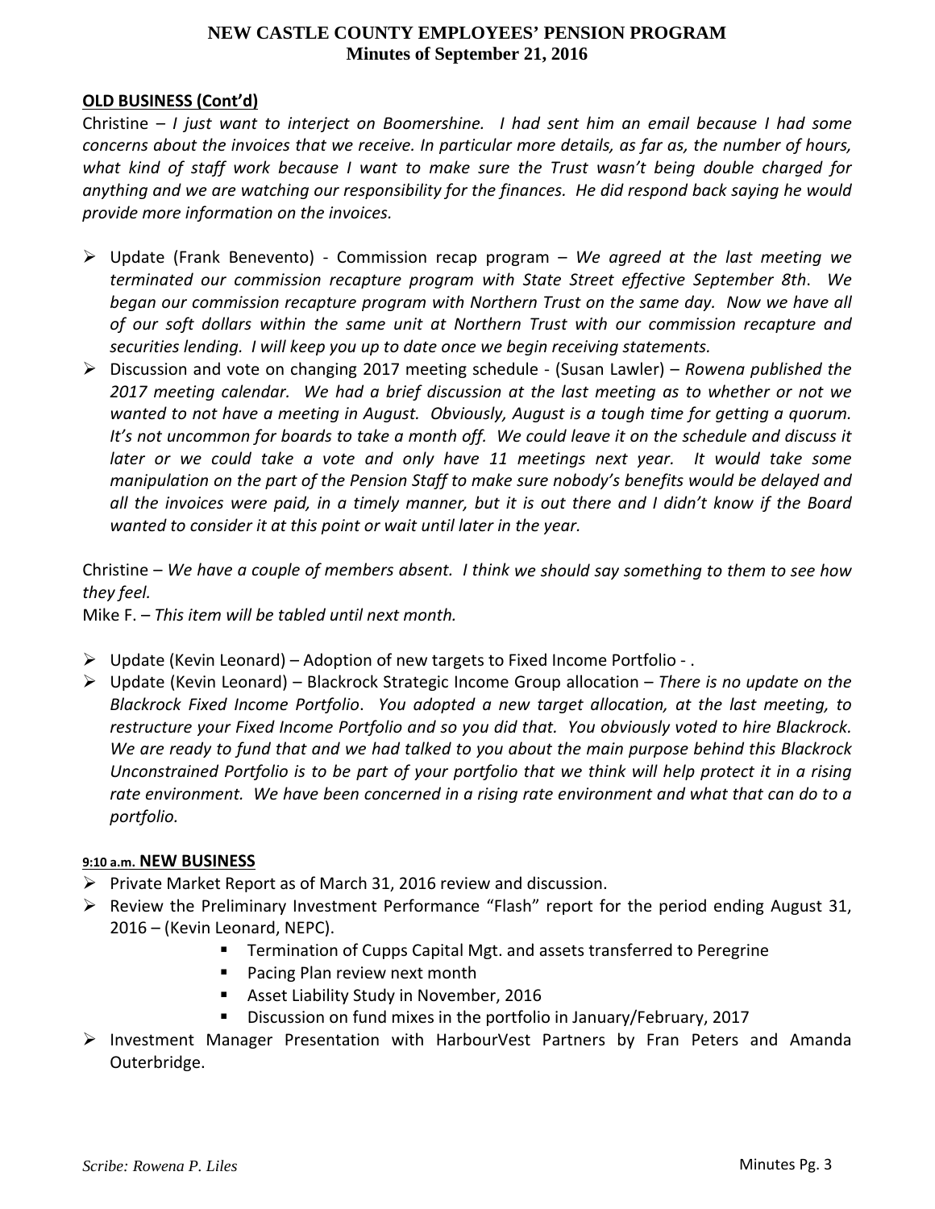**OLD BUSINESS (Cont'd)**

Christine – *I just want to interject on Boomershine. I had sent him an email because I had some concerns about the invoices that we receive. In particular more details, as far as, the number of hours, what kind of staff work because I want to make sure the Trust wasn't being double charged for anything and we are watching our responsibility for the finances. He did respond back saying he would provide more information on the invoices.*

- Update (Frank Benevento) - Commission recap program – *We agreed at the last meeting we terminated our commission recapture program with State Street effective September 8th. We began our commission recapture program with Northern Trust on the same day. Now we have all of our soft dollars within the same unit at Northern Trust with our commission recapture and securities lending. I will keep you up to date once we begin receiving statements.*
- Discussion and vote on changing 2017 meeting schedule - (Susan Lawler) – *Rowena published the 2017 meeting calendar. We had a brief discussion at the last meeting as to whether or not we wanted to not have a meeting in August. Obviously, August is a tough time for getting a quorum. It's not uncommon for boards to take a month off. We could leave it on the schedule and discuss it later or we could take a vote and only have 11 meetings next year. It would take some manipulation on the part of the Pension Staff to make sure nobody's benefits would be delayed and all the invoices were paid, in a timely manner, but it is out there and I didn't know if the Board wanted to consider it at this point or wait until later in the year.*

Christine – *We have a couple of members absent. I think we should say something to them to see how they feel.*
Mike F. – *This item will be tabled until next month.*

- Update (Kevin Leonard) – Adoption of new targets to Fixed Income Portfolio - .
- Update (Kevin Leonard) – Blackrock Strategic Income Group allocation – *There is no update on the Blackrock Fixed Income Portfolio. You adopted a new target allocation, at the last meeting, to restructure your Fixed Income Portfolio and so you did that. You obviously voted to hire Blackrock. We are ready to fund that and we had talked to you about the main purpose behind this Blackrock Unconstrained Portfolio is to be part of your portfolio that we think will help protect it in a rising rate environment. We have been concerned in a rising rate environment and what that can do to a portfolio.*

**9:10 a.m. NEW BUSINESS**

- Private Market Report as of March 31, 2016 review and discussion.
- Review the Preliminary Investment Performance "Flash" report for the period ending August 31, 2016 – (Kevin Leonard, NEPC).
    - Termination of Cupps Capital Mgt. and assets transferred to Peregrine
    - Pacing Plan review next month
    - Asset Liability Study in November, 2016
    - Discussion on fund mixes in the portfolio in January/February, 2017
- Investment Manager Presentation with HarbourVest Partners by Fran Peters and Amanda Outerbridge.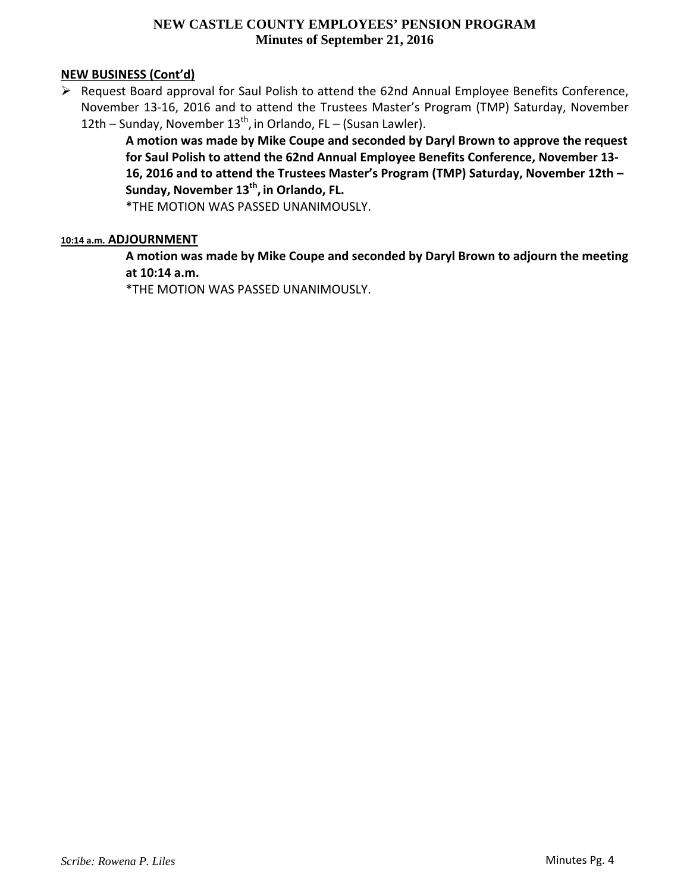**NEW BUSINESS (Cont'd)**

- Request Board approval for Saul Polish to attend the 62nd Annual Employee Benefits Conference, November 13-16, 2016 and to attend the Trustees Master's Program (TMP) Saturday, November 12th – Sunday, November 13th, in Orlando, FL – (Susan Lawler).

  **A motion was made by Mike Coupe and seconded by Daryl Brown to approve the request for Saul Polish to attend the 62nd Annual Employee Benefits Conference, November 13-16, 2016 and to attend the Trustees Master's Program (TMP) Saturday, November 12th – Sunday, November 13th, in Orlando, FL.**

  *THE MOTION WAS PASSED UNANIMOUSLY.

**10:14 a.m. ADJOURNMENT**

**A motion was made by Mike Coupe and seconded by Daryl Brown to adjourn the meeting at 10:14 a.m.**

*THE MOTION WAS PASSED UNANIMOUSLY.

*Scribe: Rowena P. Liles*